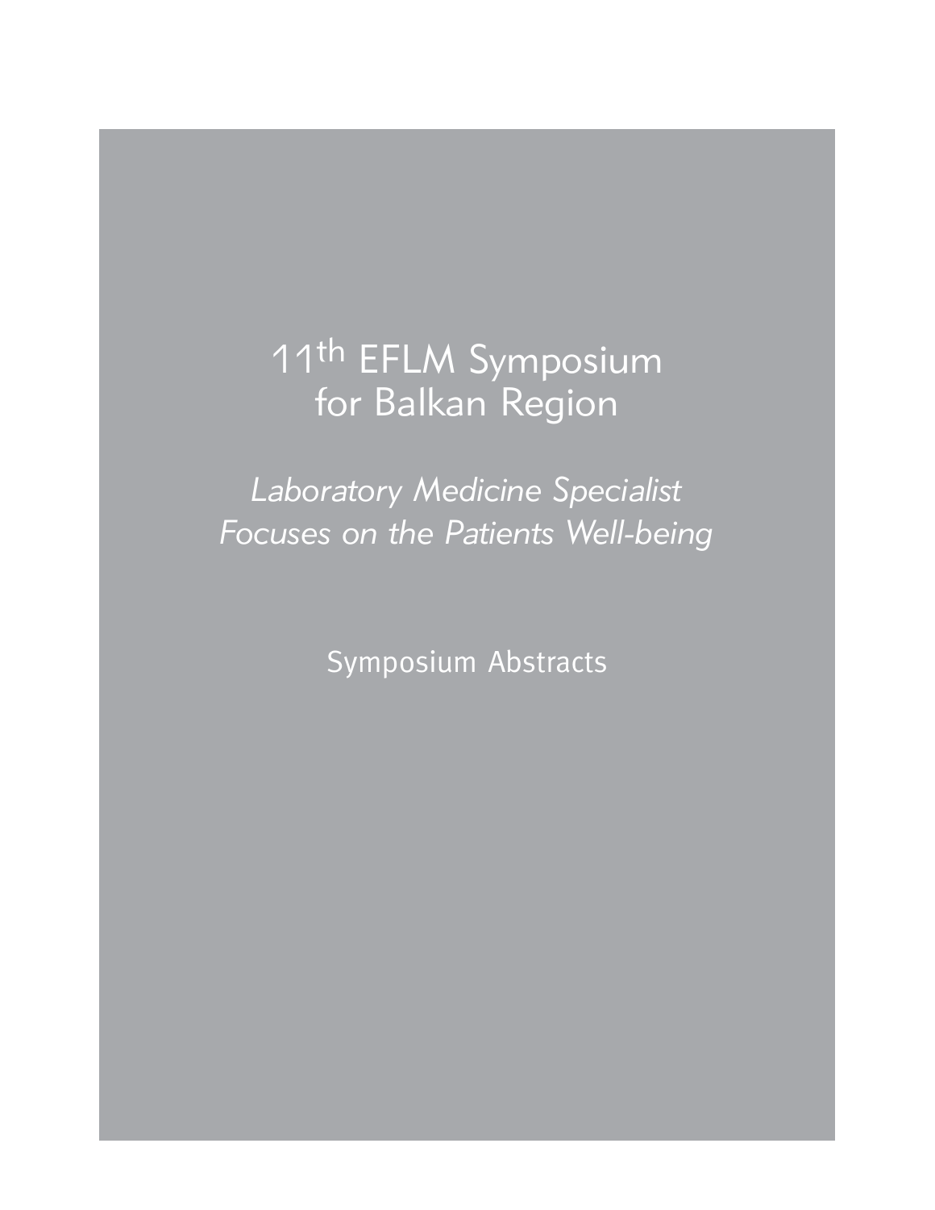# 11th EFLM Symposium for Balkan Region

*Laboratory Medicine Specialist Focuses on the Patients Well-being*

Symposium Abstracts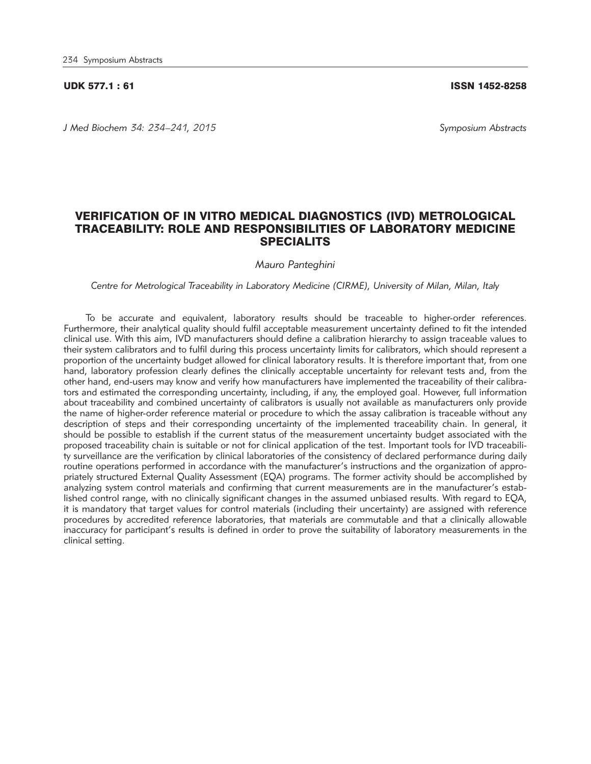UDK 577.1 : 61 ISSN 1452-8258

# VERIFICATION OF IN VITRO MEDICAL DIAGNOSTICS (IVD) METROLOGICAL TRACEABILITY: ROLE AND RESPONSIBILITIES OF LABORATORY MEDICINE SPECIALITS

*Mauro Panteghini*

*Centre for Metrological Traceability in Laboratory Medicine (CIRME), University of Milan, Milan, Italy*

To be accurate and equivalent, laboratory results should be traceable to higher-order references. Furthermore, their analytical quality should fulfil acceptable measurement uncertainty defined to fit the intended clinical use. With this aim, IVD manufacturers should define a calibration hierarchy to assign traceable values to their system calibrators and to fulfil during this process uncertainty limits for calibrators, which should represent a proportion of the uncertainty budget allowed for clinical laboratory results. It is therefore important that, from one hand, laboratory profession clearly defines the clinically acceptable uncertainty for relevant tests and, from the other hand, end-users may know and verify how manufacturers have implemented the traceability of their calibrators and estimated the corresponding uncertainty, including, if any, the employed goal. However, full information about traceability and combined uncertainty of calibrators is usually not available as manufacturers only provide the name of higher-order reference material or procedure to which the assay calibration is traceable without any description of steps and their corresponding uncertainty of the implemented traceability chain. In general, it should be possible to establish if the current status of the measurement uncertainty budget associated with the proposed traceability chain is suitable or not for clinical application of the test. Important tools for IVD traceability surveillance are the verification by clinical laboratories of the consistency of declared performance during daily routine operations performed in accordance with the manufacturer's instructions and the organization of appropriately structured External Quality Assessment (EQA) programs. The former activity should be accomplished by analyzing system control materials and confirming that current measurements are in the manufacturer's established control range, with no clinically significant changes in the assumed unbiased results. With regard to EQA, it is mandatory that target values for control materials (including their uncertainty) are assigned with reference procedures by accredited reference laboratories, that materials are commutable and that a clinically allowable inaccuracy for participant's results is defined in order to prove the suitability of laboratory measurements in the clinical setting.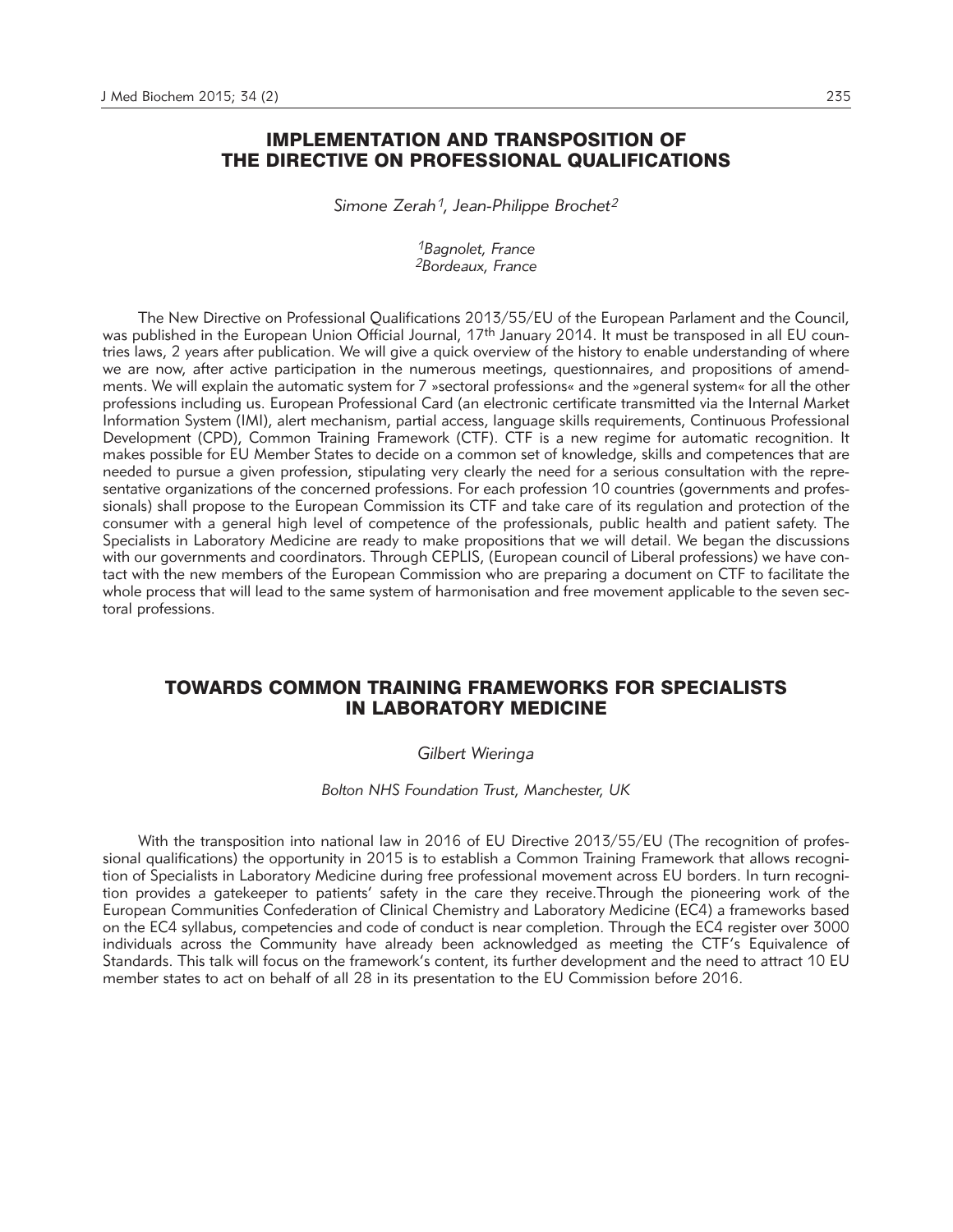## IMPLEMENTATION AND TRANSPOSITION OF THE DIRECTIVE ON PROFESSIONAL QUALIFICATIONS

*Simone Zerah[1], Jean-Philippe Brochet[2]*

*[1]Bagnolet, France*
*[2]Bordeaux, France*

The New Directive on Professional Qualifications 2013/55/EU of the European Parlament and the Council, was published in the European Union Official Journal, 17th January 2014. It must be transposed in all EU countries laws, 2 years after publication. We will give a quick overview of the history to enable understanding of where we are now, after active participation in the numerous meetings, questionnaires, and propositions of amendments. We will explain the automatic system for 7 »sectoral professions« and the »general system« for all the other professions including us. European Professional Card (an electronic certificate transmitted via the Internal Market Information System (IMI), alert mechanism, partial access, language skills requirements, Continuous Professional Development (CPD), Common Training Framework (CTF). CTF is a new regime for automatic recognition. It makes possible for EU Member States to decide on a common set of knowledge, skills and competences that are needed to pursue a given profession, stipulating very clearly the need for a serious consultation with the representative organizations of the concerned professions. For each profession 10 countries (governments and professionals) shall propose to the European Commission its CTF and take care of its regulation and protection of the consumer with a general high level of competence of the professionals, public health and patient safety. The Specialists in Laboratory Medicine are ready to make propositions that we will detail. We began the discussions with our governments and coordinators. Through CEPLIS, (European council of Liberal professions) we have contact with the new members of the European Commission who are preparing a document on CTF to facilitate the whole process that will lead to the same system of harmonisation and free movement applicable to the seven sectoral professions.

## TOWARDS COMMON TRAINING FRAMEWORKS FOR SPECIALISTS IN LABORATORY MEDICINE

*Gilbert Wieringa*

*Bolton NHS Foundation Trust, Manchester, UK*

With the transposition into national law in 2016 of EU Directive 2013/55/EU (The recognition of professional qualifications) the opportunity in 2015 is to establish a Common Training Framework that allows recognition of Specialists in Laboratory Medicine during free professional movement across EU borders. In turn recognition provides a gatekeeper to patients' safety in the care they receive.Through the pioneering work of the European Communities Confederation of Clinical Chemistry and Laboratory Medicine (EC4) a frameworks based on the EC4 syllabus, competencies and code of conduct is near completion. Through the EC4 register over 3000 individuals across the Community have already been acknowledged as meeting the CTF's Equivalence of Standards. This talk will focus on the framework's content, its further development and the need to attract 10 EU member states to act on behalf of all 28 in its presentation to the EU Commission before 2016.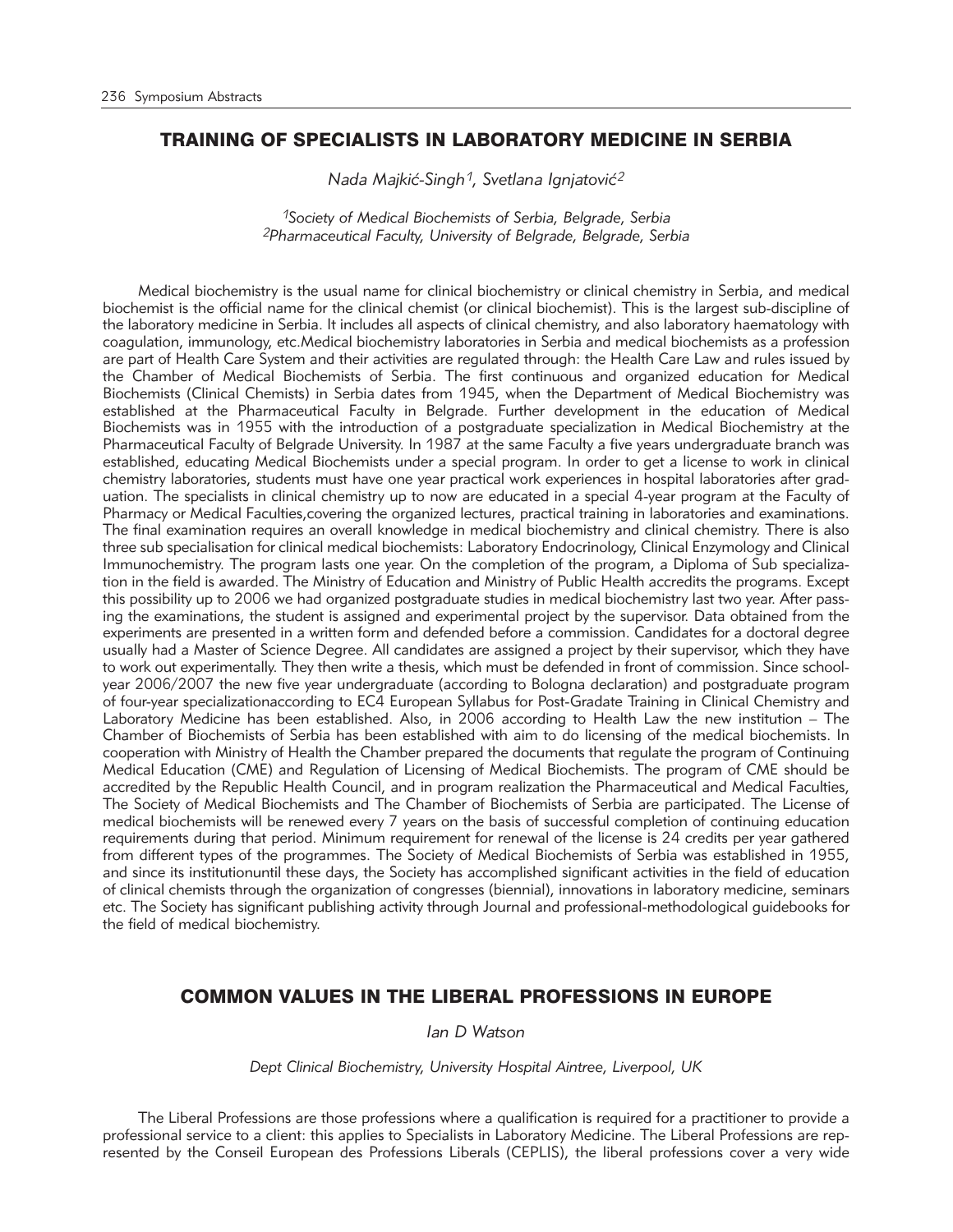## TRAINING OF SPECIALISTS IN LABORATORY MEDICINE IN SERBIA

*Nada Majkić-Singh[1], Svetlana Ignjatović[2]*

*[1]Society of Medical Biochemists of Serbia, Belgrade, Serbia*
*[2]Pharmaceutical Faculty, University of Belgrade, Belgrade, Serbia*

Medical biochemistry is the usual name for clinical biochemistry or clinical chemistry in Serbia, and medical biochemist is the official name for the clinical chemist (or clinical biochemist). This is the largest sub-discipline of the laboratory medicine in Serbia. It includes all aspects of clinical chemistry, and also laboratory haematology with coagulation, immunology, etc.Medical biochemistry laboratories in Serbia and medical biochemists as a profession are part of Health Care System and their activities are regulated through: the Health Care Law and rules issued by the Chamber of Medical Biochemists of Serbia. The first continuous and organized education for Medical Biochemists (Clinical Chemists) in Serbia dates from 1945, when the Department of Medical Biochemistry was established at the Pharmaceutical Faculty in Belgrade. Further development in the education of Medical Biochemists was in 1955 with the introduction of a postgraduate specialization in Medical Biochemistry at the Pharmaceutical Faculty of Belgrade University. In 1987 at the same Faculty a five years undergraduate branch was established, educating Medical Biochemists under a special program. In order to get a license to work in clinical chemistry laboratories, students must have one year practical work experiences in hospital laboratories after graduation. The specialists in clinical chemistry up to now are educated in a special 4-year program at the Faculty of Pharmacy or Medical Faculties,covering the organized lectures, practical training in laboratories and examinations. The final examination requires an overall knowledge in medical biochemistry and clinical chemistry. There is also three sub specialisation for clinical medical biochemists: Laboratory Endocrinology, Clinical Enzymology and Clinical Immunochemistry. The program lasts one year. On the completion of the program, a Diploma of Sub specialization in the field is awarded. The Ministry of Education and Ministry of Public Health accredits the programs. Except this possibility up to 2006 we had organized postgraduate studies in medical biochemistry last two year. After passing the examinations, the student is assigned and experimental project by the supervisor. Data obtained from the experiments are presented in a written form and defended before a commission. Candidates for a doctoral degree usually had a Master of Science Degree. All candidates are assigned a project by their supervisor, which they have to work out experimentally. They then write a thesis, which must be defended in front of commission. Since school-year 2006/2007 the new five year undergraduate (according to Bologna declaration) and postgraduate program of four-year specializationaccording to EC4 European Syllabus for Post-Gradate Training in Clinical Chemistry and Laboratory Medicine has been established. Also, in 2006 according to Health Law the new institution – The Chamber of Biochemists of Serbia has been established with aim to do licensing of the medical biochemists. In cooperation with Ministry of Health the Chamber prepared the documents that regulate the program of Continuing Medical Education (CME) and Regulation of Licensing of Medical Biochemists. The program of CME should be accredited by the Republic Health Council, and in program realization the Pharmaceutical and Medical Faculties, The Society of Medical Biochemists and The Chamber of Biochemists of Serbia are participated. The License of medical biochemists will be renewed every 7 years on the basis of successful completion of continuing education requirements during that period. Minimum requirement for renewal of the license is 24 credits per year gathered from different types of the programmes. The Society of Medical Biochemists of Serbia was established in 1955, and since its institutionuntil these days, the Society has accomplished significant activities in the field of education of clinical chemists through the organization of congresses (biennial), innovations in laboratory medicine, seminars etc. The Society has significant publishing activity through Journal and professional-methodological guidebooks for the field of medical biochemistry.

## COMMON VALUES IN THE LIBERAL PROFESSIONS IN EUROPE

*Ian D Watson*

*Dept Clinical Biochemistry, University Hospital Aintree, Liverpool, UK*

The Liberal Professions are those professions where a qualification is required for a practitioner to provide a professional service to a client: this applies to Specialists in Laboratory Medicine. The Liberal Professions are represented by the Conseil European des Professions Liberals (CEPLIS), the liberal professions cover a very wide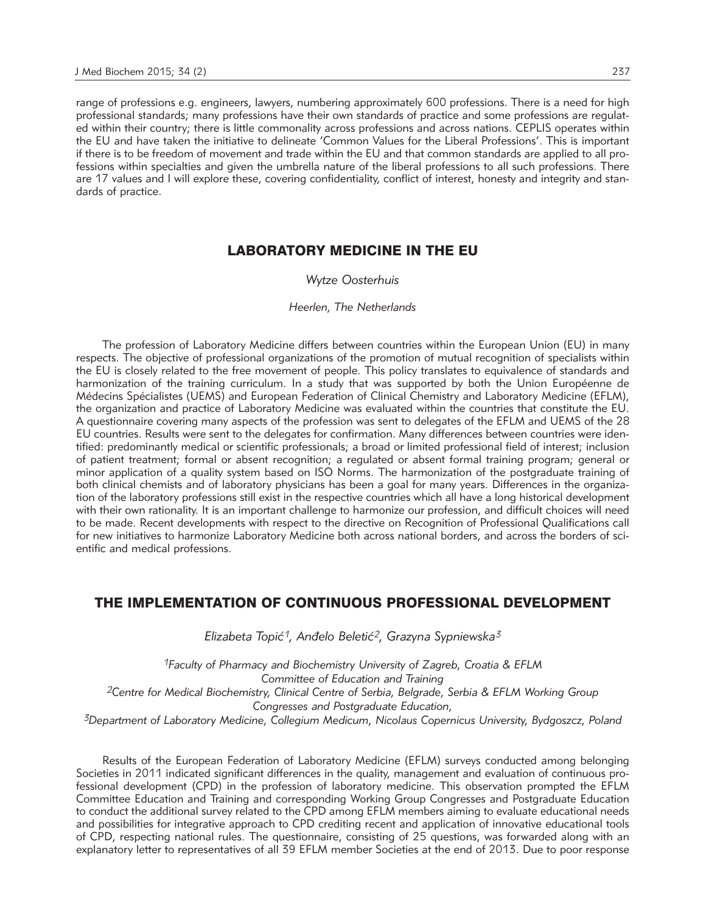range of professions e.g. engineers, lawyers, numbering approximately 600 professions. There is a need for high professional standards; many professions have their own standards of practice and some professions are regulated within their country; there is little commonality across professions and across nations. CEPLIS operates within the EU and have taken the initiative to delineate 'Common Values for the Liberal Professions'. This is important if there is to be freedom of movement and trade within the EU and that common standards are applied to all professions within specialties and given the umbrella nature of the liberal professions to all such professions. There are 17 values and I will explore these, covering confidentiality, conflict of interest, honesty and integrity and standards of practice.

## LABORATORY MEDICINE IN THE EU

*Wytze Oosterhuis*

*Heerlen, The Netherlands*

The profession of Laboratory Medicine differs between countries within the European Union (EU) in many respects. The objective of professional organizations of the promotion of mutual recognition of specialists within the EU is closely related to the free movement of people. This policy translates to equivalence of standards and harmonization of the training curriculum. In a study that was supported by both the Union Européenne de Médecins Spécialistes (UEMS) and European Federation of Clinical Chemistry and Laboratory Medicine (EFLM), the organization and practice of Laboratory Medicine was evaluated within the countries that constitute the EU. A questionnaire covering many aspects of the profession was sent to delegates of the EFLM and UEMS of the 28 EU countries. Results were sent to the delegates for confirmation. Many differences between countries were identified: predominantly medical or scientific professionals; a broad or limited professional field of interest; inclusion of patient treatment; formal or absent recognition; a regulated or absent formal training program; general or minor application of a quality system based on ISO Norms. The harmonization of the postgraduate training of both clinical chemists and of laboratory physicians has been a goal for many years. Differences in the organization of the laboratory professions still exist in the respective countries which all have a long historical development with their own rationality. It is an important challenge to harmonize our profession, and difficult choices will need to be made. Recent developments with respect to the directive on Recognition of Professional Qualifications call for new initiatives to harmonize Laboratory Medicine both across national borders, and across the borders of scientific and medical professions.

## THE IMPLEMENTATION OF CONTINUOUS PROFESSIONAL DEVELOPMENT

*Elizabeta Topić[1], Anđelo Beletić[2], Grazyna Sypniewska[3]*

*[1]Faculty of Pharmacy and Biochemistry University of Zagreb, Croatia & EFLM Committee of Education and Training*
*[2]Centre for Medical Biochemistry, Clinical Centre of Serbia, Belgrade, Serbia & EFLM Working Group Congresses and Postgraduate Education,*
*[3]Department of Laboratory Medicine, Collegium Medicum, Nicolaus Copernicus University, Bydgoszcz, Poland*

Results of the European Federation of Laboratory Medicine (EFLM) surveys conducted among belonging Societies in 2011 indicated significant differences in the quality, management and evaluation of continuous professional development (CPD) in the profession of laboratory medicine. This observation prompted the EFLM Committee Education and Training and corresponding Working Group Congresses and Postgraduate Education to conduct the additional survey related to the CPD among EFLM members aiming to evaluate educational needs and possibilities for integrative approach to CPD crediting recent and application of innovative educational tools of CPD, respecting national rules. The questionnaire, consisting of 25 questions, was forwarded along with an explanatory letter to representatives of all 39 EFLM member Societies at the end of 2013. Due to poor response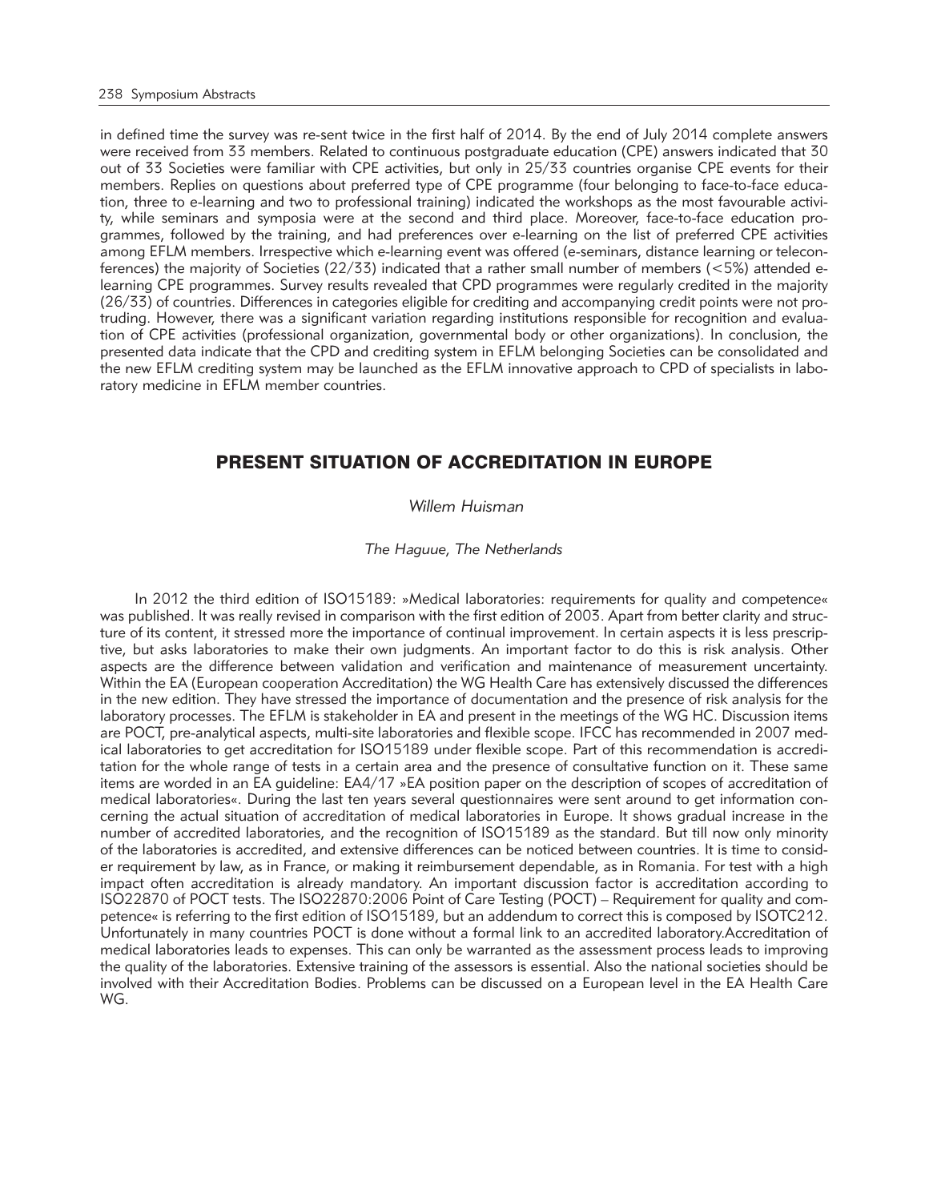in defined time the survey was re-sent twice in the first half of 2014. By the end of July 2014 complete answers were received from 33 members. Related to continuous postgraduate education (CPE) answers indicated that 30 out of 33 Societies were familiar with CPE activities, but only in 25/33 countries organise CPE events for their members. Replies on questions about preferred type of CPE programme (four belonging to face-to-face education, three to e-learning and two to professional training) indicated the workshops as the most favourable activity, while seminars and symposia were at the second and third place. Moreover, face-to-face education programmes, followed by the training, and had preferences over e-learning on the list of preferred CPE activities among EFLM members. Irrespective which e-learning event was offered (e-seminars, distance learning or teleconferences) the majority of Societies (22/33) indicated that a rather small number of members (<5%) attended e-learning CPE programmes. Survey results revealed that CPD programmes were regularly credited in the majority (26/33) of countries. Differences in categories eligible for crediting and accompanying credit points were not protruding. However, there was a significant variation regarding institutions responsible for recognition and evaluation of CPE activities (professional organization, governmental body or other organizations). In conclusion, the presented data indicate that the CPD and crediting system in EFLM belonging Societies can be consolidated and the new EFLM crediting system may be launched as the EFLM innovative approach to CPD of specialists in laboratory medicine in EFLM member countries.

## PRESENT SITUATION OF ACCREDITATION IN EUROPE

*Willem Huisman*

*The Haguue, The Netherlands*

In 2012 the third edition of ISO15189: »Medical laboratories: requirements for quality and competence« was published. It was really revised in comparison with the first edition of 2003. Apart from better clarity and structure of its content, it stressed more the importance of continual improvement. In certain aspects it is less prescriptive, but asks laboratories to make their own judgments. An important factor to do this is risk analysis. Other aspects are the difference between validation and verification and maintenance of measurement uncertainty. Within the EA (European cooperation Accreditation) the WG Health Care has extensively discussed the differences in the new edition. They have stressed the importance of documentation and the presence of risk analysis for the laboratory processes. The EFLM is stakeholder in EA and present in the meetings of the WG HC. Discussion items are POCT, pre-analytical aspects, multi-site laboratories and flexible scope. IFCC has recommended in 2007 medical laboratories to get accreditation for ISO15189 under flexible scope. Part of this recommendation is accreditation for the whole range of tests in a certain area and the presence of consultative function on it. These same items are worded in an EA guideline: EA4/17 »EA position paper on the description of scopes of accreditation of medical laboratories«. During the last ten years several questionnaires were sent around to get information concerning the actual situation of accreditation of medical laboratories in Europe. It shows gradual increase in the number of accredited laboratories, and the recognition of ISO15189 as the standard. But till now only minority of the laboratories is accredited, and extensive differences can be noticed between countries. It is time to consider requirement by law, as in France, or making it reimbursement dependable, as in Romania. For test with a high impact often accreditation is already mandatory. An important discussion factor is accreditation according to ISO22870 of POCT tests. The ISO22870:2006 Point of Care Testing (POCT) – Requirement for quality and competence« is referring to the first edition of ISO15189, but an addendum to correct this is composed by ISOTC212. Unfortunately in many countries POCT is done without a formal link to an accredited laboratory.Accreditation of medical laboratories leads to expenses. This can only be warranted as the assessment process leads to improving the quality of the laboratories. Extensive training of the assessors is essential. Also the national societies should be involved with their Accreditation Bodies. Problems can be discussed on a European level in the EA Health Care WG.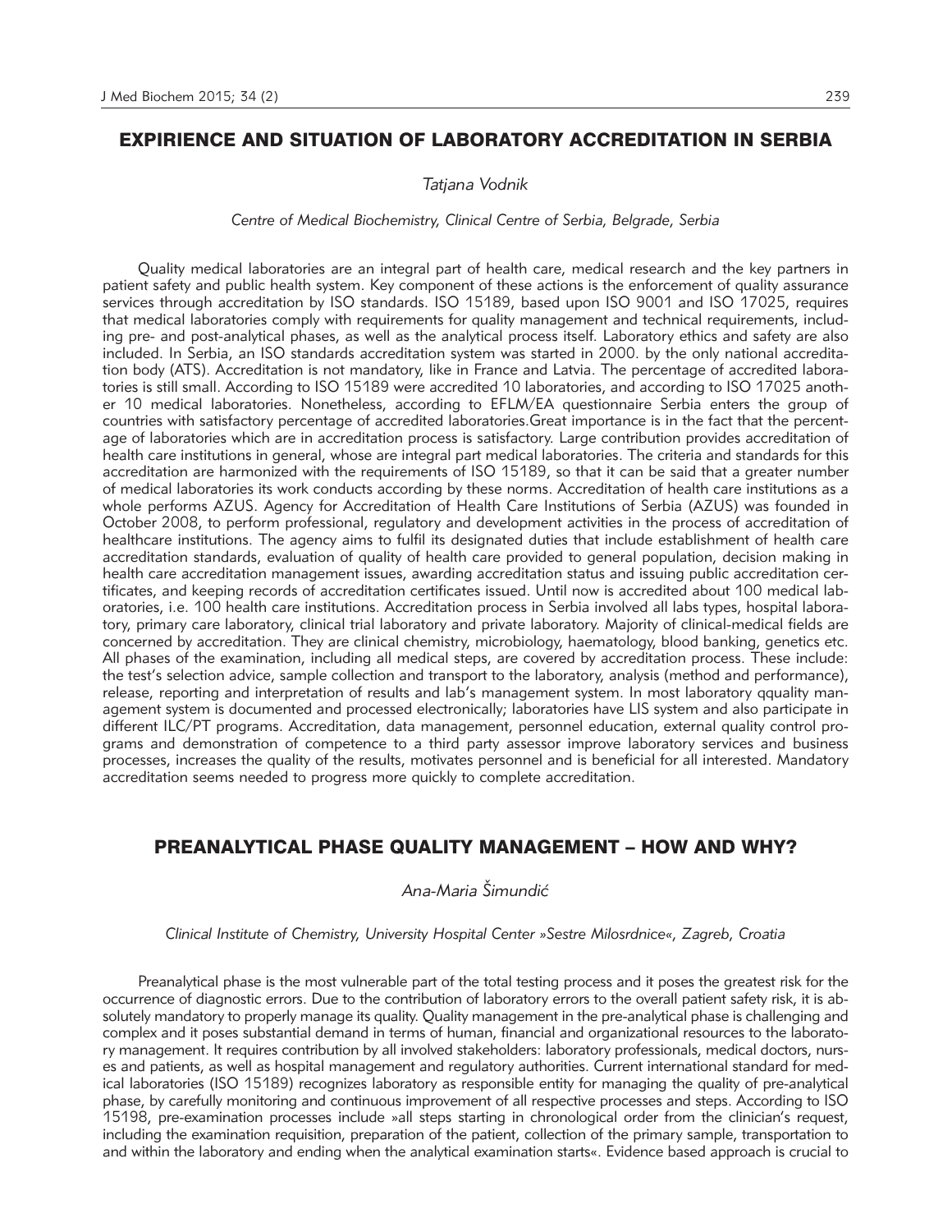## EXPIRIENCE AND SITUATION OF LABORATORY ACCREDITATION IN SERBIA

*Tatjana Vodnik*

*Centre of Medical Biochemistry, Clinical Centre of Serbia, Belgrade, Serbia*

Quality medical laboratories are an integral part of health care, medical research and the key partners in patient safety and public health system. Key component of these actions is the enforcement of quality assurance services through accreditation by ISO standards. ISO 15189, based upon ISO 9001 and ISO 17025, requires that medical laboratories comply with requirements for quality management and technical requirements, including pre- and post-analytical phases, as well as the analytical process itself. Laboratory ethics and safety are also included. In Serbia, an ISO standards accreditation system was started in 2000. by the only national accreditation body (ATS). Accreditation is not mandatory, like in France and Latvia. The percentage of accredited laboratories is still small. According to ISO 15189 were accredited 10 laboratories, and according to ISO 17025 another 10 medical laboratories. Nonetheless, according to EFLM/EA questionnaire Serbia enters the group of countries with satisfactory percentage of accredited laboratories.Great importance is in the fact that the percentage of laboratories which are in accreditation process is satisfactory. Large contribution provides accreditation of health care institutions in general, whose are integral part medical laboratories. The criteria and standards for this accreditation are harmonized with the requirements of ISO 15189, so that it can be said that a greater number of medical laboratories its work conducts according by these norms. Accreditation of health care institutions as a whole performs AZUS. Agency for Accreditation of Health Care Institutions of Serbia (AZUS) was founded in October 2008, to perform professional, regulatory and development activities in the process of accreditation of healthcare institutions. The agency aims to fulfil its designated duties that include establishment of health care accreditation standards, evaluation of quality of health care provided to general population, decision making in health care accreditation management issues, awarding accreditation status and issuing public accreditation certificates, and keeping records of accreditation certificates issued. Until now is accredited about 100 medical laboratories, i.e. 100 health care institutions. Accreditation process in Serbia involved all labs types, hospital laboratory, primary care laboratory, clinical trial laboratory and private laboratory. Majority of clinical-medical fields are concerned by accreditation. They are clinical chemistry, microbiology, haematology, blood banking, genetics etc. All phases of the examination, including all medical steps, are covered by accreditation process. These include: the test's selection advice, sample collection and transport to the laboratory, analysis (method and performance), release, reporting and interpretation of results and lab's management system. In most laboratory qquality management system is documented and processed electronically; laboratories have LIS system and also participate in different ILC/PT programs. Accreditation, data management, personnel education, external quality control programs and demonstration of competence to a third party assessor improve laboratory services and business processes, increases the quality of the results, motivates personnel and is beneficial for all interested. Mandatory accreditation seems needed to progress more quickly to complete accreditation.

## PREANALYTICAL PHASE QUALITY MANAGEMENT – HOW AND WHY?

*Ana-Maria Šimundić*

*Clinical Institute of Chemistry, University Hospital Center »Sestre Milosrdnice«, Zagreb, Croatia*

Preanalytical phase is the most vulnerable part of the total testing process and it poses the greatest risk for the occurrence of diagnostic errors. Due to the contribution of laboratory errors to the overall patient safety risk, it is absolutely mandatory to properly manage its quality. Quality management in the pre-analytical phase is challenging and complex and it poses substantial demand in terms of human, financial and organizational resources to the laboratory management. It requires contribution by all involved stakeholders: laboratory professionals, medical doctors, nurses and patients, as well as hospital management and regulatory authorities. Current international standard for medical laboratories (ISO 15189) recognizes laboratory as responsible entity for managing the quality of pre-analytical phase, by carefully monitoring and continuous improvement of all respective processes and steps. According to ISO 15198, pre-examination processes include »all steps starting in chronological order from the clinician's request, including the examination requisition, preparation of the patient, collection of the primary sample, transportation to and within the laboratory and ending when the analytical examination starts«. Evidence based approach is crucial to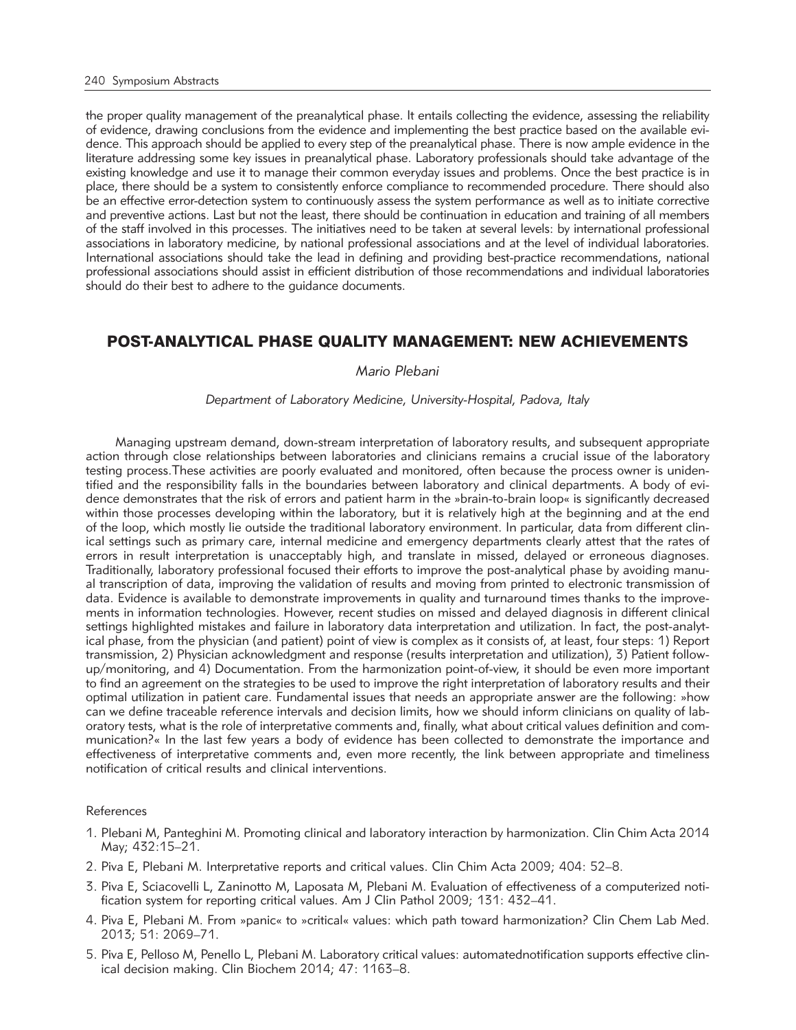the proper quality management of the preanalytical phase. It entails collecting the evidence, assessing the reliability of evidence, drawing conclusions from the evidence and implementing the best practice based on the available evidence. This approach should be applied to every step of the preanalytical phase. There is now ample evidence in the literature addressing some key issues in preanalytical phase. Laboratory professionals should take advantage of the existing knowledge and use it to manage their common everyday issues and problems. Once the best practice is in place, there should be a system to consistently enforce compliance to recommended procedure. There should also be an effective error-detection system to continuously assess the system performance as well as to initiate corrective and preventive actions. Last but not the least, there should be continuation in education and training of all members of the staff involved in this processes. The initiatives need to be taken at several levels: by international professional associations in laboratory medicine, by national professional associations and at the level of individual laboratories. International associations should take the lead in defining and providing best-practice recommendations, national professional associations should assist in efficient distribution of those recommendations and individual laboratories should do their best to adhere to the guidance documents.

## POST-ANALYTICAL PHASE QUALITY MANAGEMENT: NEW ACHIEVEMENTS

*Mario Plebani*

*Department of Laboratory Medicine, University-Hospital, Padova, Italy*

Managing upstream demand, down-stream interpretation of laboratory results, and subsequent appropriate action through close relationships between laboratories and clinicians remains a crucial issue of the laboratory testing process.These activities are poorly evaluated and monitored, often because the process owner is unidentified and the responsibility falls in the boundaries between laboratory and clinical departments. A body of evidence demonstrates that the risk of errors and patient harm in the »brain-to-brain loop« is significantly decreased within those processes developing within the laboratory, but it is relatively high at the beginning and at the end of the loop, which mostly lie outside the traditional laboratory environment. In particular, data from different clinical settings such as primary care, internal medicine and emergency departments clearly attest that the rates of errors in result interpretation is unacceptably high, and translate in missed, delayed or erroneous diagnoses. Traditionally, laboratory professional focused their efforts to improve the post-analytical phase by avoiding manual transcription of data, improving the validation of results and moving from printed to electronic transmission of data. Evidence is available to demonstrate improvements in quality and turnaround times thanks to the improvements in information technologies. However, recent studies on missed and delayed diagnosis in different clinical settings highlighted mistakes and failure in laboratory data interpretation and utilization. In fact, the post-analytical phase, from the physician (and patient) point of view is complex as it consists of, at least, four steps: 1) Report transmission, 2) Physician acknowledgment and response (results interpretation and utilization), 3) Patient follow-up/monitoring, and 4) Documentation. From the harmonization point-of-view, it should be even more important to find an agreement on the strategies to be used to improve the right interpretation of laboratory results and their optimal utilization in patient care. Fundamental issues that needs an appropriate answer are the following: »how can we define traceable reference intervals and decision limits, how we should inform clinicians on quality of laboratory tests, what is the role of interpretative comments and, finally, what about critical values definition and communication?« In the last few years a body of evidence has been collected to demonstrate the importance and effectiveness of interpretative comments and, even more recently, the link between appropriate and timeliness notification of critical results and clinical interventions.

References

1. Plebani M, Panteghini M. Promoting clinical and laboratory interaction by harmonization. Clin Chim Acta 2014 May; 432:15–21.
2. Piva E, Plebani M. Interpretative reports and critical values. Clin Chim Acta 2009; 404: 52–8.
3. Piva E, Sciacovelli L, Zaninotto M, Laposata M, Plebani M. Evaluation of effectiveness of a computerized notification system for reporting critical values. Am J Clin Pathol 2009; 131: 432–41.
4. Piva E, Plebani M. From »panic« to »critical« values: which path toward harmonization? Clin Chem Lab Med. 2013; 51: 2069–71.
5. Piva E, Pelloso M, Penello L, Plebani M. Laboratory critical values: automatednotification supports effective clinical decision making. Clin Biochem 2014; 47: 1163–8.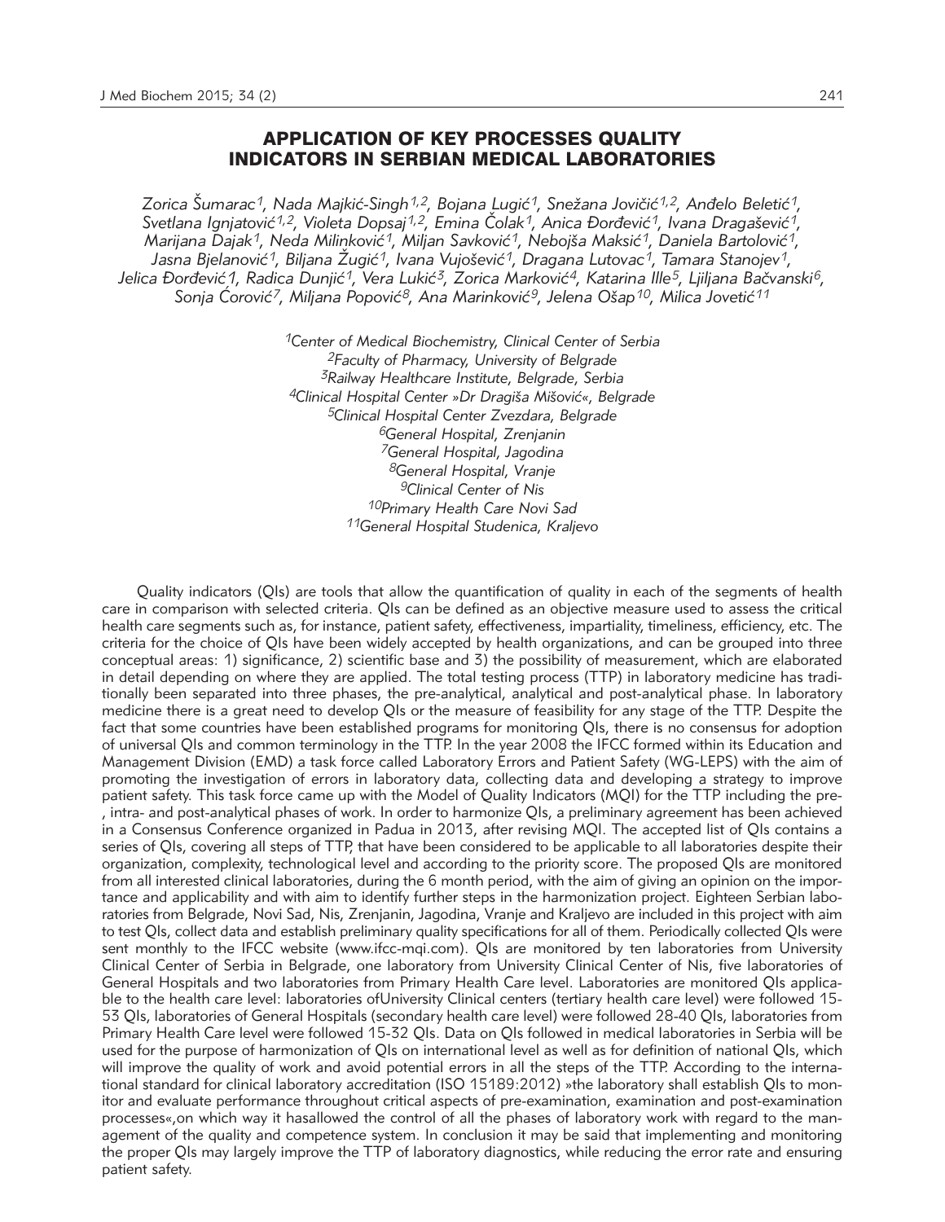# APPLICATION OF KEY PROCESSES QUALITY INDICATORS IN SERBIAN MEDICAL LABORATORIES

*Zorica Šumarac[1], Nada Majkić-Singh[1,2], Bojana Lugić[1], Snežana Jovičić[1,2], Anđelo Beletić[1], Svetlana Ignjatović[1,2], Violeta Dopsaj[1,2], Emina Čolak[1], Anica Đorđević[1], Ivana Dragašević[1], Marijana Dajak[1], Neda Milinković[1], Miljan Savković[1], Nebojša Maksić[1], Daniela Bartolović[1], Jasna Bjelanović[1], Biljana Žugić[1], Ivana Vujošević[1], Dragana Lutovac[1], Tamara Stanojev[1], Jelica Đorđević[1], Radica Dunjić[1], Vera Lukić[3], Zorica Marković[4], Katarina Ille[5], Ljiljana Bačvanski[6], Sonja Ćorović[7], Miljana Popović[8], Ana Marinković[9], Jelena Ošap[10], Milica Jovetić[11]*

*[1]Center of Medical Biochemistry, Clinical Center of Serbia*
*[2]Faculty of Pharmacy, University of Belgrade*
*[3]Railway Healthcare Institute, Belgrade, Serbia*
*[4]Clinical Hospital Center »Dr Dragiša Mišović«, Belgrade*
*[5]Clinical Hospital Center Zvezdara, Belgrade*
*[6]General Hospital, Zrenjanin*
*[7]General Hospital, Jagodina*
*[8]General Hospital, Vranje*
*[9]Clinical Center of Nis*
*[10]Primary Health Care Novi Sad*
*[11]General Hospital Studenica, Kraljevo*

Quality indicators (QIs) are tools that allow the quantification of quality in each of the segments of health care in comparison with selected criteria. QIs can be defined as an objective measure used to assess the critical health care segments such as, for instance, patient safety, effectiveness, impartiality, timeliness, efficiency, etc. The criteria for the choice of QIs have been widely accepted by health organizations, and can be grouped into three conceptual areas: 1) significance, 2) scientific base and 3) the possibility of measurement, which are elaborated in detail depending on where they are applied. The total testing process (TTP) in laboratory medicine has traditionally been separated into three phases, the pre-analytical, analytical and post-analytical phase. In laboratory medicine there is a great need to develop QIs or the measure of feasibility for any stage of the TTP. Despite the fact that some countries have been established programs for monitoring QIs, there is no consensus for adoption of universal QIs and common terminology in the TTP. In the year 2008 the IFCC formed within its Education and Management Division (EMD) a task force called Laboratory Errors and Patient Safety (WG-LEPS) with the aim of promoting the investigation of errors in laboratory data, collecting data and developing a strategy to improve patient safety. This task force came up with the Model of Quality Indicators (MQI) for the TTP including the pre-, intra- and post-analytical phases of work. In order to harmonize QIs, a preliminary agreement has been achieved in a Consensus Conference organized in Padua in 2013, after revising MQI. The accepted list of QIs contains a series of QIs, covering all steps of TTP, that have been considered to be applicable to all laboratories despite their organization, complexity, technological level and according to the priority score. The proposed QIs are monitored from all interested clinical laboratories, during the 6 month period, with the aim of giving an opinion on the importance and applicability and with aim to identify further steps in the harmonization project. Eighteen Serbian laboratories from Belgrade, Novi Sad, Nis, Zrenjanin, Jagodina, Vranje and Kraljevo are included in this project with aim to test QIs, collect data and establish preliminary quality specifications for all of them. Periodically collected QIs were sent monthly to the IFCC website (www.ifcc-mqi.com). QIs are monitored by ten laboratories from University Clinical Center of Serbia in Belgrade, one laboratory from University Clinical Center of Nis, five laboratories of General Hospitals and two laboratories from Primary Health Care level. Laboratories are monitored QIs applicable to the health care level: laboratories ofUniversity Clinical centers (tertiary health care level) were followed 15-53 QIs, laboratories of General Hospitals (secondary health care level) were followed 28-40 QIs, laboratories from Primary Health Care level were followed 15-32 QIs. Data on QIs followed in medical laboratories in Serbia will be used for the purpose of harmonization of QIs on international level as well as for definition of national QIs, which will improve the quality of work and avoid potential errors in all the steps of the TTP. According to the international standard for clinical laboratory accreditation (ISO 15189:2012) »the laboratory shall establish QIs to monitor and evaluate performance throughout critical aspects of pre-examination, examination and post-examination processes«,on which way it hasallowed the control of all the phases of laboratory work with regard to the management of the quality and competence system. In conclusion it may be said that implementing and monitoring the proper QIs may largely improve the TTP of laboratory diagnostics, while reducing the error rate and ensuring patient safety.